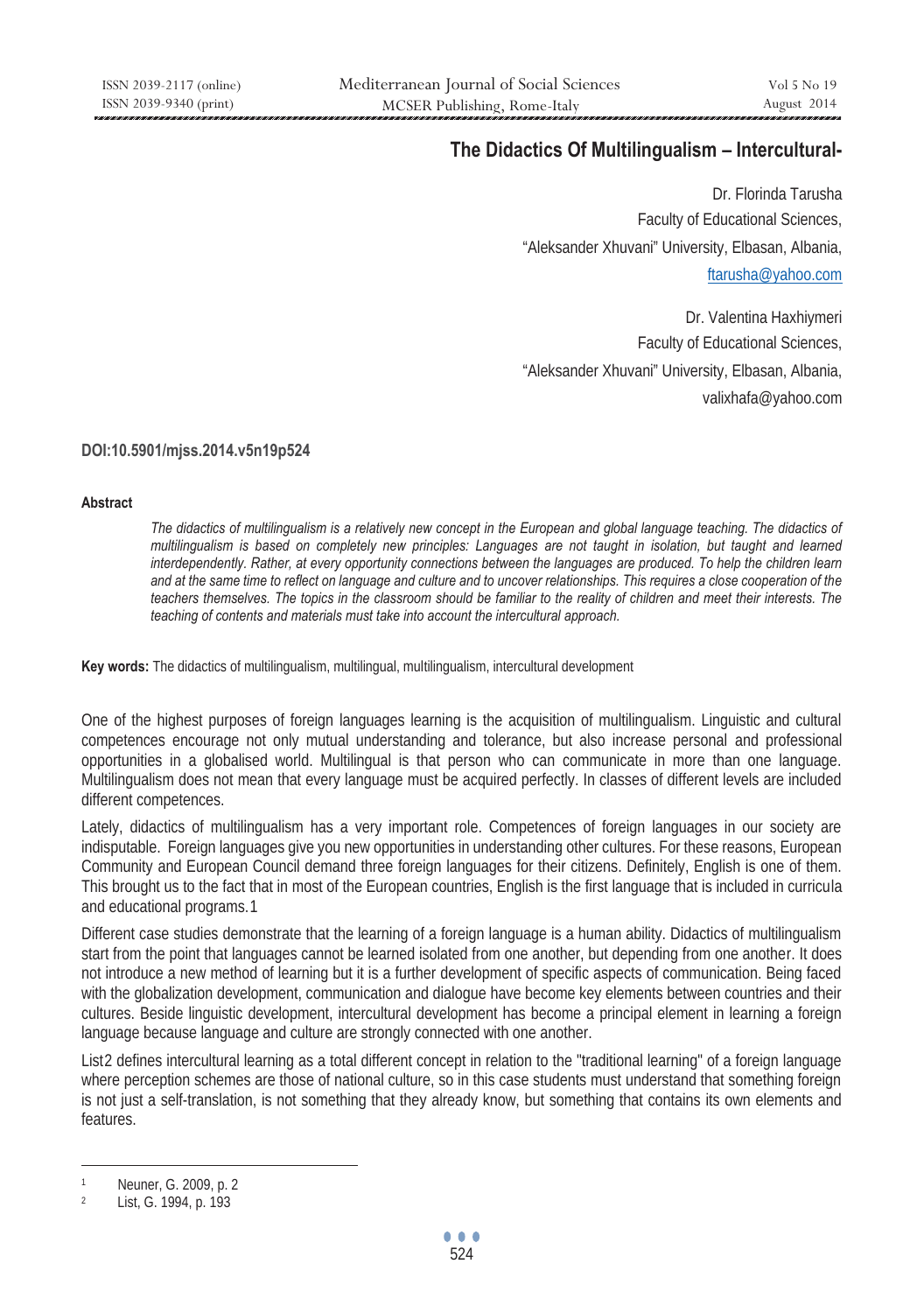# The Didactics Of Multilingualism – Intercultural-

Dr. Florinda Tarusha
Faculty of Educational Sciences,
"Aleksander Xhuvani" University, Elbasan, Albania,
ftarusha@yahoo.com

Dr. Valentina Haxhiymeri
Faculty of Educational Sciences,
"Aleksander Xhuvani" University, Elbasan, Albania,
valixhafa@yahoo.com

**DOI:10.5901/mjss.2014.v5n19p524**

**Abstract**

*The didactics of multilingualism is a relatively new concept in the European and global language teaching. The didactics of multilingualism is based on completely new principles: Languages are not taught in isolation, but taught and learned interdependently. Rather, at every opportunity connections between the languages are produced. To help the children learn and at the same time to reflect on language and culture and to uncover relationships. This requires a close cooperation of the teachers themselves. The topics in the classroom should be familiar to the reality of children and meet their interests. The teaching of contents and materials must take into account the intercultural approach.*

**Key words:** The didactics of multilingualism, multilingual, multilingualism, intercultural development

One of the highest purposes of foreign languages learning is the acquisition of multilingualism. Linguistic and cultural competences encourage not only mutual understanding and tolerance, but also increase personal and professional opportunities in a globalised world. Multilingual is that person who can communicate in more than one language. Multilingualism does not mean that every language must be acquired perfectly. In classes of different levels are included different competences.

Lately, didactics of multilingualism has a very important role. Competences of foreign languages in our society are indisputable. Foreign languages give you new opportunities in understanding other cultures. For these reasons, European Community and European Council demand three foreign languages for their citizens. Definitely, English is one of them. This brought us to the fact that in most of the European countries, English is the first language that is included in curricula and educational programs.[1]

Different case studies demonstrate that the learning of a foreign language is a human ability. Didactics of multilingualism start from the point that languages cannot be learned isolated from one another, but depending from one another. It does not introduce a new method of learning but it is a further development of specific aspects of communication. Being faced with the globalization development, communication and dialogue have become key elements between countries and their cultures. Beside linguistic development, intercultural development has become a principal element in learning a foreign language because language and culture are strongly connected with one another.

List[2] defines intercultural learning as a total different concept in relation to the "traditional learning" of a foreign language where perception schemes are those of national culture, so in this case students must understand that something foreign is not just a self-translation, is not something that they already know, but something that contains its own elements and features.

[1] Neuner, G. 2009, p. 2

[2] List, G. 1994, p. 193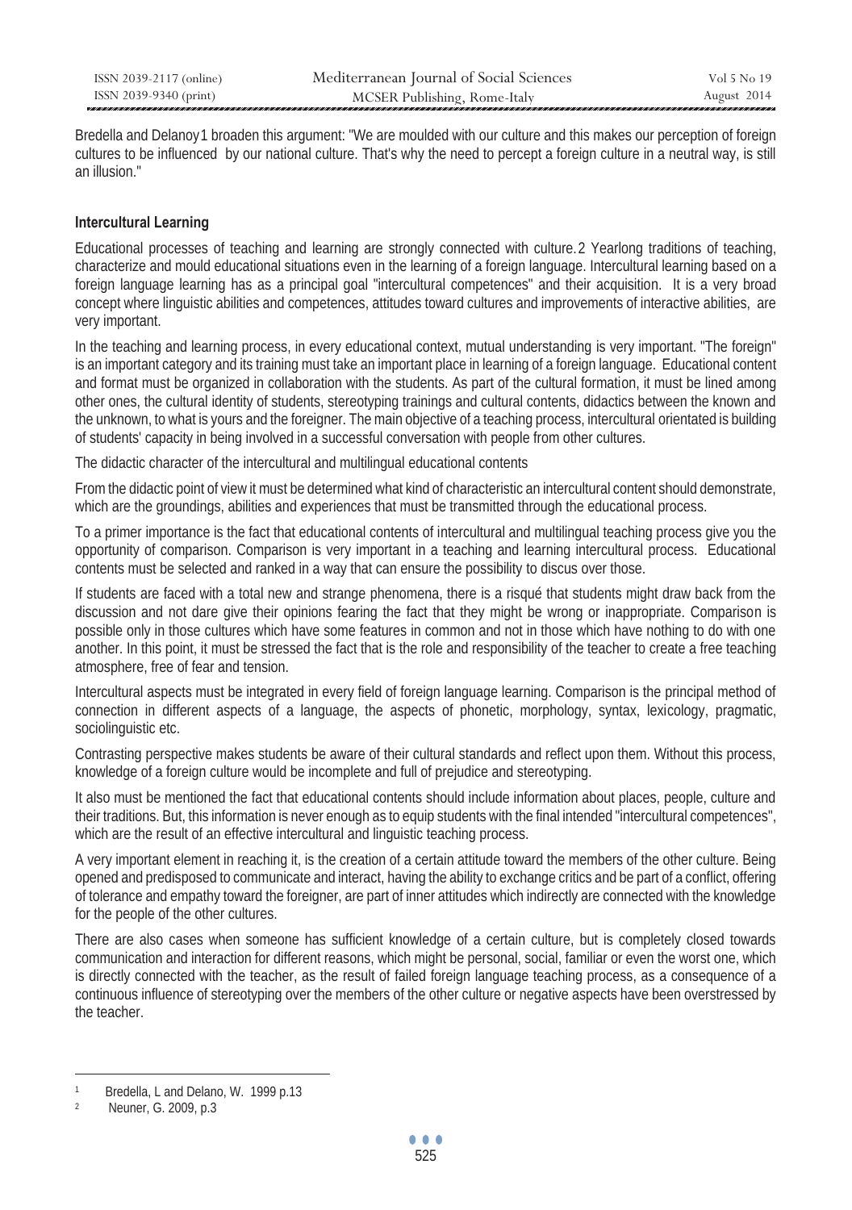Bredella and Delanoy[1] broaden this argument: "We are moulded with our culture and this makes our perception of foreign cultures to be influenced by our national culture. That's why the need to percept a foreign culture in a neutral way, is still an illusion."

## Intercultural Learning

Educational processes of teaching and learning are strongly connected with culture.[2] Yearlong traditions of teaching, characterize and mould educational situations even in the learning of a foreign language. Intercultural learning based on a foreign language learning has as a principal goal "intercultural competences" and their acquisition. It is a very broad concept where linguistic abilities and competences, attitudes toward cultures and improvements of interactive abilities, are very important.

In the teaching and learning process, in every educational context, mutual understanding is very important. "The foreign" is an important category and its training must take an important place in learning of a foreign language. Educational content and format must be organized in collaboration with the students. As part of the cultural formation, it must be lined among other ones, the cultural identity of students, stereotyping trainings and cultural contents, didactics between the known and the unknown, to what is yours and the foreigner. The main objective of a teaching process, intercultural orientated is building of students' capacity in being involved in a successful conversation with people from other cultures.

The didactic character of the intercultural and multilingual educational contents

From the didactic point of view it must be determined what kind of characteristic an intercultural content should demonstrate, which are the groundings, abilities and experiences that must be transmitted through the educational process.

To a primer importance is the fact that educational contents of intercultural and multilingual teaching process give you the opportunity of comparison. Comparison is very important in a teaching and learning intercultural process. Educational contents must be selected and ranked in a way that can ensure the possibility to discus over those.

If students are faced with a total new and strange phenomena, there is a risqué that students might draw back from the discussion and not dare give their opinions fearing the fact that they might be wrong or inappropriate. Comparison is possible only in those cultures which have some features in common and not in those which have nothing to do with one another. In this point, it must be stressed the fact that is the role and responsibility of the teacher to create a free teaching atmosphere, free of fear and tension.

Intercultural aspects must be integrated in every field of foreign language learning. Comparison is the principal method of connection in different aspects of a language, the aspects of phonetic, morphology, syntax, lexicology, pragmatic, sociolinguistic etc.

Contrasting perspective makes students be aware of their cultural standards and reflect upon them. Without this process, knowledge of a foreign culture would be incomplete and full of prejudice and stereotyping.

It also must be mentioned the fact that educational contents should include information about places, people, culture and their traditions. But, this information is never enough as to equip students with the final intended "intercultural competences", which are the result of an effective intercultural and linguistic teaching process.

A very important element in reaching it, is the creation of a certain attitude toward the members of the other culture. Being opened and predisposed to communicate and interact, having the ability to exchange critics and be part of a conflict, offering of tolerance and empathy toward the foreigner, are part of inner attitudes which indirectly are connected with the knowledge for the people of the other cultures.

There are also cases when someone has sufficient knowledge of a certain culture, but is completely closed towards communication and interaction for different reasons, which might be personal, social, familiar or even the worst one, which is directly connected with the teacher, as the result of failed foreign language teaching process, as a consequence of a continuous influence of stereotyping over the members of the other culture or negative aspects have been overstressed by the teacher.

---

[1] Bredella, L and Delano, W. 1999 p.13

[2] Neuner, G. 2009, p.3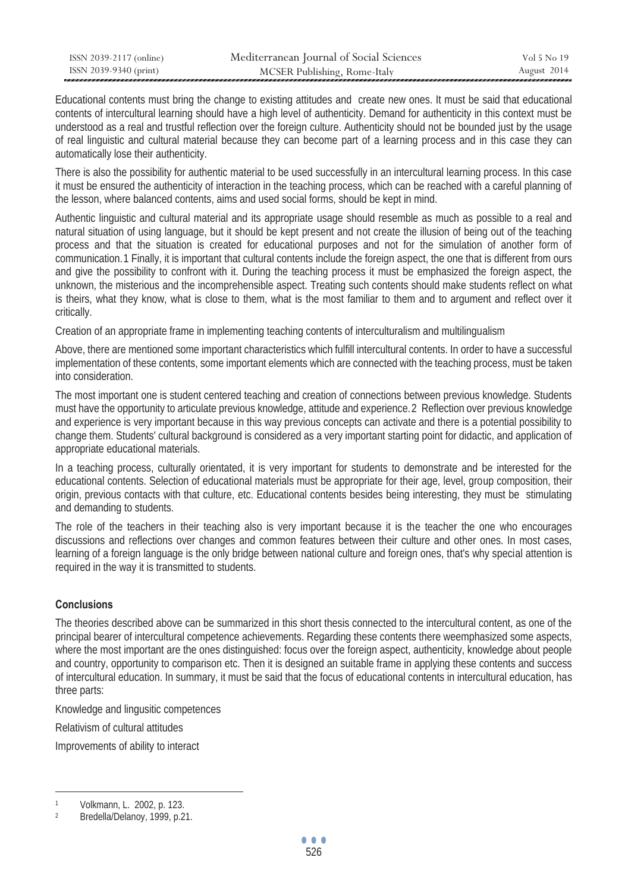Educational contents must bring the change to existing attitudes and create new ones. It must be said that educational contents of intercultural learning should have a high level of authenticity. Demand for authenticity in this context must be understood as a real and trustful reflection over the foreign culture. Authenticity should not be bounded just by the usage of real linguistic and cultural material because they can become part of a learning process and in this case they can automatically lose their authenticity.

There is also the possibility for authentic material to be used successfully in an intercultural learning process. In this case it must be ensured the authenticity of interaction in the teaching process, which can be reached with a careful planning of the lesson, where balanced contents, aims and used social forms, should be kept in mind.

Authentic linguistic and cultural material and its appropriate usage should resemble as much as possible to a real and natural situation of using language, but it should be kept present and not create the illusion of being out of the teaching process and that the situation is created for educational purposes and not for the simulation of another form of communication.[1] Finally, it is important that cultural contents include the foreign aspect, the one that is different from ours and give the possibility to confront with it. During the teaching process it must be emphasized the foreign aspect, the unknown, the misterious and the incomprehensible aspect. Treating such contents should make students reflect on what is theirs, what they know, what is close to them, what is the most familiar to them and to argument and reflect over it critically.

Creation of an appropriate frame in implementing teaching contents of interculturalism and multilingualism

Above, there are mentioned some important characteristics which fulfill intercultural contents. In order to have a successful implementation of these contents, some important elements which are connected with the teaching process, must be taken into consideration.

The most important one is student centered teaching and creation of connections between previous knowledge. Students must have the opportunity to articulate previous knowledge, attitude and experience.[2] Reflection over previous knowledge and experience is very important because in this way previous concepts can activate and there is a potential possibility to change them. Students' cultural background is considered as a very important starting point for didactic, and application of appropriate educational materials.

In a teaching process, culturally orientated, it is very important for students to demonstrate and be interested for the educational contents. Selection of educational materials must be appropriate for their age, level, group composition, their origin, previous contacts with that culture, etc. Educational contents besides being interesting, they must be stimulating and demanding to students.

The role of the teachers in their teaching also is very important because it is the teacher the one who encourages discussions and reflections over changes and common features between their culture and other ones. In most cases, learning of a foreign language is the only bridge between national culture and foreign ones, that's why special attention is required in the way it is transmitted to students.

## Conclusions

The theories described above can be summarized in this short thesis connected to the intercultural content, as one of the principal bearer of intercultural competence achievements. Regarding these contents there weemphasized some aspects, where the most important are the ones distinguished: focus over the foreign aspect, authenticity, knowledge about people and country, opportunity to comparison etc. Then it is designed an suitable frame in applying these contents and success of intercultural education. In summary, it must be said that the focus of educational contents in intercultural education, has three parts:

Knowledge and lingusitic competences

Relativism of cultural attitudes

Improvements of ability to interact

---

[1] Volkmann, L. 2002, p. 123.

[2] Bredella/Delanoy, 1999, p.21.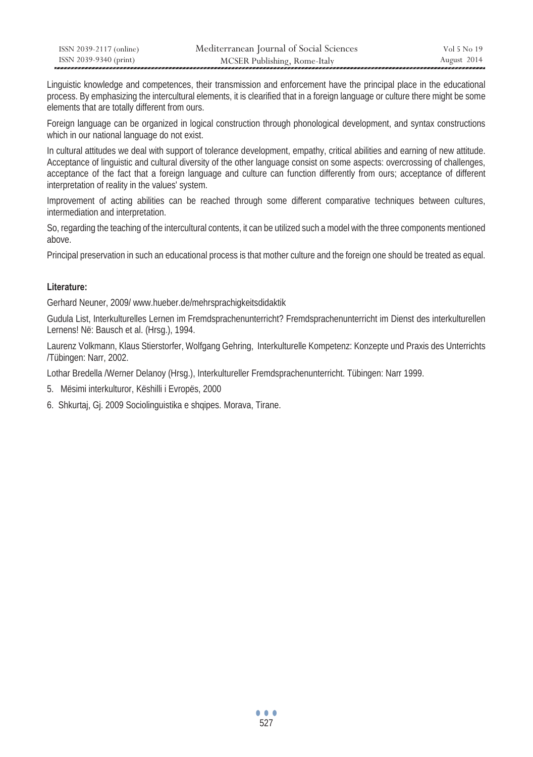Linguistic knowledge and competences, their transmission and enforcement have the principal place in the educational process. By emphasizing the intercultural elements, it is clearified that in a foreign language or culture there might be some elements that are totally different from ours.

Foreign language can be organized in logical construction through phonological development, and syntax constructions which in our national language do not exist.

In cultural attitudes we deal with support of tolerance development, empathy, critical abilities and earning of new attitude. Acceptance of linguistic and cultural diversity of the other language consist on some aspects: overcrossing of challenges, acceptance of the fact that a foreign language and culture can function differently from ours; acceptance of different interpretation of reality in the values' system.

Improvement of acting abilities can be reached through some different comparative techniques between cultures, intermediation and interpretation.

So, regarding the teaching of the intercultural contents, it can be utilized such a model with the three components mentioned above.

Principal preservation in such an educational process is that mother culture and the foreign one should be treated as equal.

**Literature:**

Gerhard Neuner, 2009/ www.hueber.de/mehrsprachigkeitsdidaktik

Gudula List, Interkulturelles Lernen im Fremdsprachenunterricht? Fremdsprachenunterricht im Dienst des interkulturellen Lernens! Në: Bausch et al. (Hrsg.), 1994.

Laurenz Volkmann, Klaus Stierstorfer, Wolfgang Gehring, Interkulturelle Kompetenz: Konzepte und Praxis des Unterrichts /Tübingen: Narr, 2002.

Lothar Bredella /Werner Delanoy (Hrsg.), Interkultureller Fremdsprachenunterricht. Tübingen: Narr 1999.

5. Mësimi interkulturor, Këshilli i Evropës, 2000

6. Shkurtaj, Gj. 2009 Sociolinguistika e shqipes. Morava, Tirane.